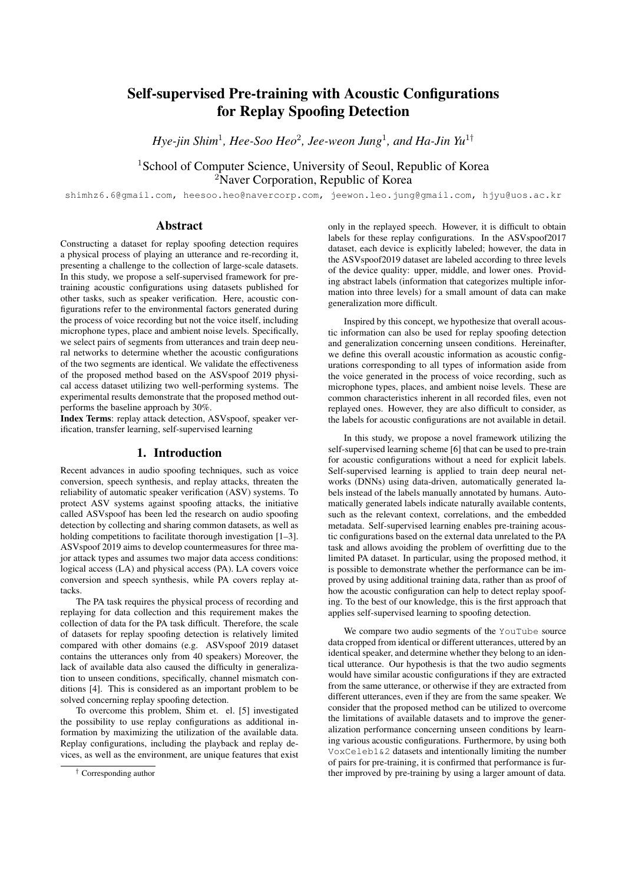# Self-supervised Pre-training with Acoustic Configurations for Replay Spoofing Detection

*Hye-jin Shim*[1], *Hee-Soo Heo*[2], *Jee-weon Jung*[1], *and Ha-Jin Yu*[1†]

[1]School of Computer Science, University of Seoul, Republic of Korea
[2]Naver Corporation, Republic of Korea

shimhz6.6@gmail.com, heesoo.heo@navercorp.com, jeewon.leo.jung@gmail.com, hjyu@uos.ac.kr

## Abstract

Constructing a dataset for replay spoofing detection requires a physical process of playing an utterance and re-recording it, presenting a challenge to the collection of large-scale datasets. In this study, we propose a self-supervised framework for pre-training acoustic configurations using datasets published for other tasks, such as speaker verification. Here, acoustic configurations refer to the environmental factors generated during the process of voice recording but not the voice itself, including microphone types, place and ambient noise levels. Specifically, we select pairs of segments from utterances and train deep neural networks to determine whether the acoustic configurations of the two segments are identical. We validate the effectiveness of the proposed method based on the ASVspoof 2019 physical access dataset utilizing two well-performing systems. The experimental results demonstrate that the proposed method outperforms the baseline approach by 30%.

**Index Terms**: replay attack detection, ASVspoof, speaker verification, transfer learning, self-supervised learning

## 1. Introduction

Recent advances in audio spoofing techniques, such as voice conversion, speech synthesis, and replay attacks, threaten the reliability of automatic speaker verification (ASV) systems. To protect ASV systems against spoofing attacks, the initiative called ASVspoof has been led the research on audio spoofing detection by collecting and sharing common datasets, as well as holding competitions to facilitate thorough investigation [1–3]. ASVspoof 2019 aims to develop countermeasures for three major attack types and assumes two major data access conditions: logical access (LA) and physical access (PA). LA covers voice conversion and speech synthesis, while PA covers replay attacks.

The PA task requires the physical process of recording and replaying for data collection and this requirement makes the collection of data for the PA task difficult. Therefore, the scale of datasets for replay spoofing detection is relatively limited compared with other domains (e.g. ASVspoof 2019 dataset contains the utterances only from 40 speakers) Moreover, the lack of available data also caused the difficulty in generalization to unseen conditions, specifically, channel mismatch conditions [4]. This is considered as an important problem to be solved concerning replay spoofing detection.

To overcome this problem, Shim et. el. [5] investigated the possibility to use replay configurations as additional information by maximizing the utilization of the available data. Replay configurations, including the playback and replay devices, as well as the environment, are unique features that exist only in the replayed speech. However, it is difficult to obtain labels for these replay configurations. In the ASVspoof2017 dataset, each device is explicitly labeled; however, the data in the ASVspoof2019 dataset are labeled according to three levels of the device quality: upper, middle, and lower ones. Providing abstract labels (information that categorizes multiple information into three levels) for a small amount of data can make generalization more difficult.

Inspired by this concept, we hypothesize that overall acoustic information can also be used for replay spoofing detection and generalization concerning unseen conditions. Hereinafter, we define this overall acoustic information as acoustic configurations corresponding to all types of information aside from the voice generated in the process of voice recording, such as microphone types, places, and ambient noise levels. These are common characteristics inherent in all recorded files, even not replayed ones. However, they are also difficult to consider, as the labels for acoustic configurations are not available in detail.

In this study, we propose a novel framework utilizing the self-supervised learning scheme [6] that can be used to pre-train for acoustic configurations without a need for explicit labels. Self-supervised learning is applied to train deep neural networks (DNNs) using data-driven, automatically generated labels instead of the labels manually annotated by humans. Automatically generated labels indicate naturally available contents, such as the relevant context, correlations, and the embedded metadata. Self-supervised learning enables pre-training acoustic configurations based on the external data unrelated to the PA task and allows avoiding the problem of overfitting due to the limited PA dataset. In particular, using the proposed method, it is possible to demonstrate whether the performance can be improved by using additional training data, rather than as proof of how the acoustic configuration can help to detect replay spoofing. To the best of our knowledge, this is the first approach that applies self-supervised learning to spoofing detection.

We compare two audio segments of the `YouTube` source data cropped from identical or different utterances, uttered by an identical speaker, and determine whether they belong to an identical utterance. Our hypothesis is that the two audio segments would have similar acoustic configurations if they are extracted from the same utterance, or otherwise if they are extracted from different utterances, even if they are from the same speaker. We consider that the proposed method can be utilized to overcome the limitations of available datasets and to improve the generalization performance concerning unseen conditions by learning various acoustic configurations. Furthermore, by using both `VoxCeleb1&2` datasets and intentionally limiting the number of pairs for pre-training, it is confirmed that performance is further improved by pre-training by using a larger amount of data.

† Corresponding author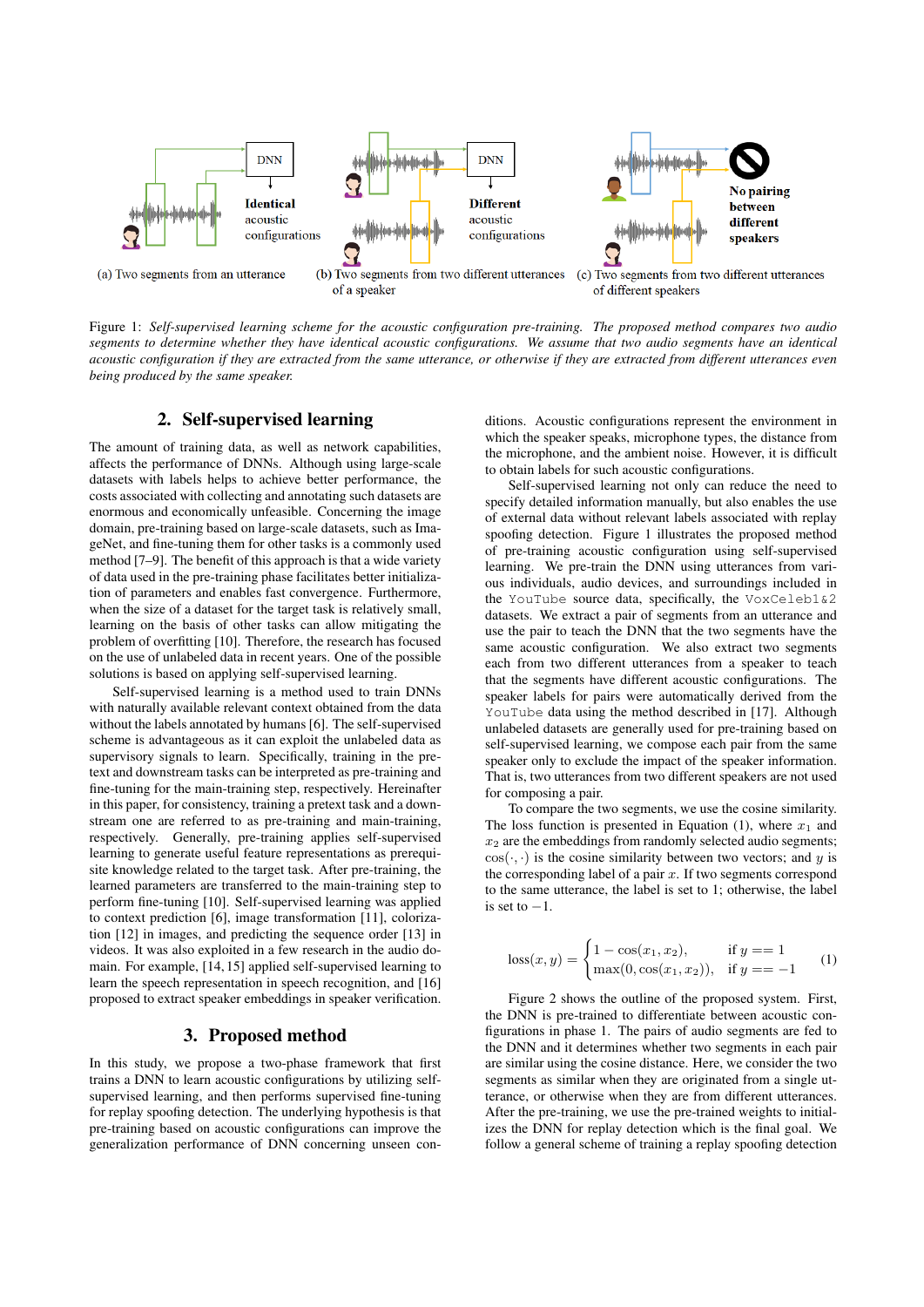(a) Two segments from an utterance

(b) Two segments from two different utterances of a speaker

(c) Two segments from two different utterances of different speakers

Figure 1: *Self-supervised learning scheme for the acoustic configuration pre-training. The proposed method compares two audio segments to determine whether they have identical acoustic configurations. We assume that two audio segments have an identical acoustic configuration if they are extracted from the same utterance, or otherwise if they are extracted from different utterances even being produced by the same speaker.*

## 2. Self-supervised learning

The amount of training data, as well as network capabilities, affects the performance of DNNs. Although using large-scale datasets with labels helps to achieve better performance, the costs associated with collecting and annotating such datasets are enormous and economically unfeasible. Concerning the image domain, pre-training based on large-scale datasets, such as ImageNet, and fine-tuning them for other tasks is a commonly used method [7–9]. The benefit of this approach is that a wide variety of data used in the pre-training phase facilitates better initialization of parameters and enables fast convergence. Furthermore, when the size of a dataset for the target task is relatively small, learning on the basis of other tasks can allow mitigating the problem of overfitting [10]. Therefore, the research has focused on the use of unlabeled data in recent years. One of the possible solutions is based on applying self-supervised learning.

Self-supervised learning is a method used to train DNNs with naturally available relevant context obtained from the data without the labels annotated by humans [6]. The self-supervised scheme is advantageous as it can exploit the unlabeled data as supervisory signals to learn. Specifically, training in the pretext and downstream tasks can be interpreted as pre-training and fine-tuning for the main-training step, respectively. Hereinafter in this paper, for consistency, training a pretext task and a downstream one are referred to as pre-training and main-training, respectively. Generally, pre-training applies self-supervised learning to generate useful feature representations as prerequisite knowledge related to the target task. After pre-training, the learned parameters are transferred to the main-training step to perform fine-tuning [10]. Self-supervised learning was applied to context prediction [6], image transformation [11], colorization [12] in images, and predicting the sequence order [13] in videos. It was also exploited in a few research in the audio domain. For example, [14, 15] applied self-supervised learning to learn the speech representation in speech recognition, and [16] proposed to extract speaker embeddings in speaker verification.

## 3. Proposed method

In this study, we propose a two-phase framework that first trains a DNN to learn acoustic configurations by utilizing self-supervised learning, and then performs supervised fine-tuning for replay spoofing detection. The underlying hypothesis is that pre-training based on acoustic configurations can improve the generalization performance of DNN concerning unseen conditions. Acoustic configurations represent the environment in which the speaker speaks, microphone types, the distance from the microphone, and the ambient noise. However, it is difficult to obtain labels for such acoustic configurations.

Self-supervised learning not only can reduce the need to specify detailed information manually, but also enables the use of external data without relevant labels associated with replay spoofing detection. Figure 1 illustrates the proposed method of pre-training acoustic configuration using self-supervised learning. We pre-train the DNN using utterances from various individuals, audio devices, and surroundings included in the `YouTube` source data, specifically, the `VoxCeleb1&2` datasets. We extract a pair of segments from an utterance and use the pair to teach the DNN that the two segments have the same acoustic configuration. We also extract two segments each from two different utterances from a speaker to teach that the segments have different acoustic configurations. The speaker labels for pairs were automatically derived from the `YouTube` data using the method described in [17]. Although unlabeled datasets are generally used for pre-training based on self-supervised learning, we compose each pair from the same speaker only to exclude the impact of the speaker information. That is, two utterances from two different speakers are not used for composing a pair.

To compare the two segments, we use the cosine similarity. The loss function is presented in Equation (1), where $x_1$ and $x_2$ are the embeddings from randomly selected audio segments; $\cos(\cdot,\cdot)$ is the cosine similarity between two vectors; and $y$ is the corresponding label of a pair $x$. If two segments correspond to the same utterance, the label is set to 1; otherwise, the label is set to $-1$.

$$\text{loss}(x, y) = \begin{cases} 1 - \cos(x_1, x_2), & \text{if } y == 1 \\ \max(0, \cos(x_1, x_2)), & \text{if } y == -1 \end{cases} \quad (1)$$

Figure 2 shows the outline of the proposed system. First, the DNN is pre-trained to differentiate between acoustic configurations in phase 1. The pairs of audio segments are fed to the DNN and it determines whether two segments in each pair are similar using the cosine distance. Here, we consider the two segments as similar when they are originated from a single utterance, or otherwise when they are from different utterances. After the pre-training, we use the pre-trained weights to initializes the DNN for replay detection which is the final goal. We follow a general scheme of training a replay spoofing detection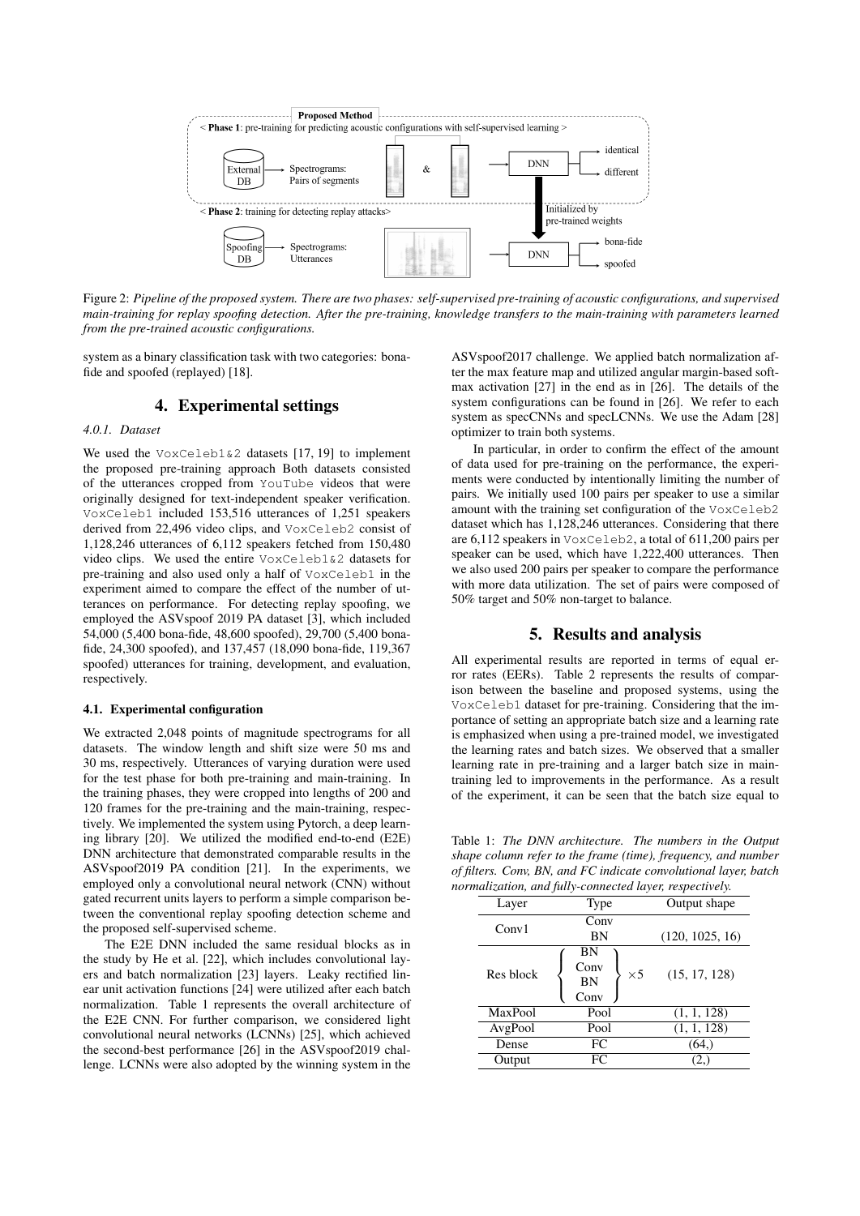Figure 2: *Pipeline of the proposed system. There are two phases: self-supervised pre-training of acoustic configurations, and supervised main-training for replay spoofing detection. After the pre-training, knowledge transfers to the main-training with parameters learned from the pre-trained acoustic configurations.*

system as a binary classification task with two categories: bona-fide and spoofed (replayed) [18].

## 4. Experimental settings

#### 4.0.1. Dataset

We used the `VoxCeleb1&2` datasets [17, 19] to implement the proposed pre-training approach Both datasets consisted of the utterances cropped from `YouTube` videos that were originally designed for text-independent speaker verification. `VoxCeleb1` included 153,516 utterances of 1,251 speakers derived from 22,496 video clips, and `VoxCeleb2` consist of 1,128,246 utterances of 6,112 speakers fetched from 150,480 video clips. We used the entire `VoxCeleb1&2` datasets for pre-training and also used only a half of `VoxCeleb1` in the experiment aimed to compare the effect of the number of utterances on performance. For detecting replay spoofing, we employed the ASVspoof 2019 PA dataset [3], which included 54,000 (5,400 bona-fide, 48,600 spoofed), 29,700 (5,400 bona-fide, 24,300 spoofed), and 137,457 (18,090 bona-fide, 119,367 spoofed) utterances for training, development, and evaluation, respectively.

### 4.1. Experimental configuration

We extracted 2,048 points of magnitude spectrograms for all datasets. The window length and shift size were 50 ms and 30 ms, respectively. Utterances of varying duration were used for the test phase for both pre-training and main-training. In the training phases, they were cropped into lengths of 200 and 120 frames for the pre-training and the main-training, respectively. We implemented the system using Pytorch, a deep learning library [20]. We utilized the modified end-to-end (E2E) DNN architecture that demonstrated comparable results in the ASVspoof2019 PA condition [21]. In the experiments, we employed only a convolutional neural network (CNN) without gated recurrent units layers to perform a simple comparison between the conventional replay spoofing detection scheme and the proposed self-supervised scheme.

The E2E DNN included the same residual blocks as in the study by He et al. [22], which includes convolutional layers and batch normalization [23] layers. Leaky rectified linear unit activation functions [24] were utilized after each batch normalization. Table 1 represents the overall architecture of the E2E CNN. For further comparison, we considered light convolutional neural networks (LCNNs) [25], which achieved the second-best performance [26] in the ASVspoof2019 challenge. LCNNs were also adopted by the winning system in the ASVspoof2017 challenge. We applied batch normalization after the max feature map and utilized angular margin-based softmax activation [27] in the end as in [26]. The details of the system configurations can be found in [26]. We refer to each system as specCNNs and specLCNNs. We use the Adam [28] optimizer to train both systems.

In particular, in order to confirm the effect of the amount of data used for pre-training on the performance, the experiments were conducted by intentionally limiting the number of pairs. We initially used 100 pairs per speaker to use a similar amount with the training set configuration of the `VoxCeleb2` dataset which has 1,128,246 utterances. Considering that there are 6,112 speakers in `VoxCeleb2`, a total of 611,200 pairs per speaker can be used, which have 1,222,400 utterances. Then we also used 200 pairs per speaker to compare the performance with more data utilization. The set of pairs were composed of 50% target and 50% non-target to balance.

## 5. Results and analysis

All experimental results are reported in terms of equal error rates (EERs). Table 2 represents the results of comparison between the baseline and proposed systems, using the `VoxCeleb1` dataset for pre-training. Considering that the importance of setting an appropriate batch size and a learning rate is emphasized when using a pre-trained model, we investigated the learning rates and batch sizes. We observed that a smaller learning rate in pre-training and a larger batch size in main-training led to improvements in the performance. As a result of the experiment, it can be seen that the batch size equal to

Table 1: *The DNN architecture. The numbers in the Output shape column refer to the frame (time), frequency, and number of filters. Conv, BN, and FC indicate convolutional layer, batch normalization, and fully-connected layer, respectively.*

| Layer | Type | Output shape |
|---|---|---|
| Conv1 | Conv<br>BN | (120, 1025, 16) |
| Res block | {BN, Conv, BN, Conv} ×5 | (15, 17, 128) |
| MaxPool | Pool | (1, 1, 128) |
| AvgPool | Pool | (1, 1, 128) |
| Dense | FC | (64,) |
| Output | FC | (2,) |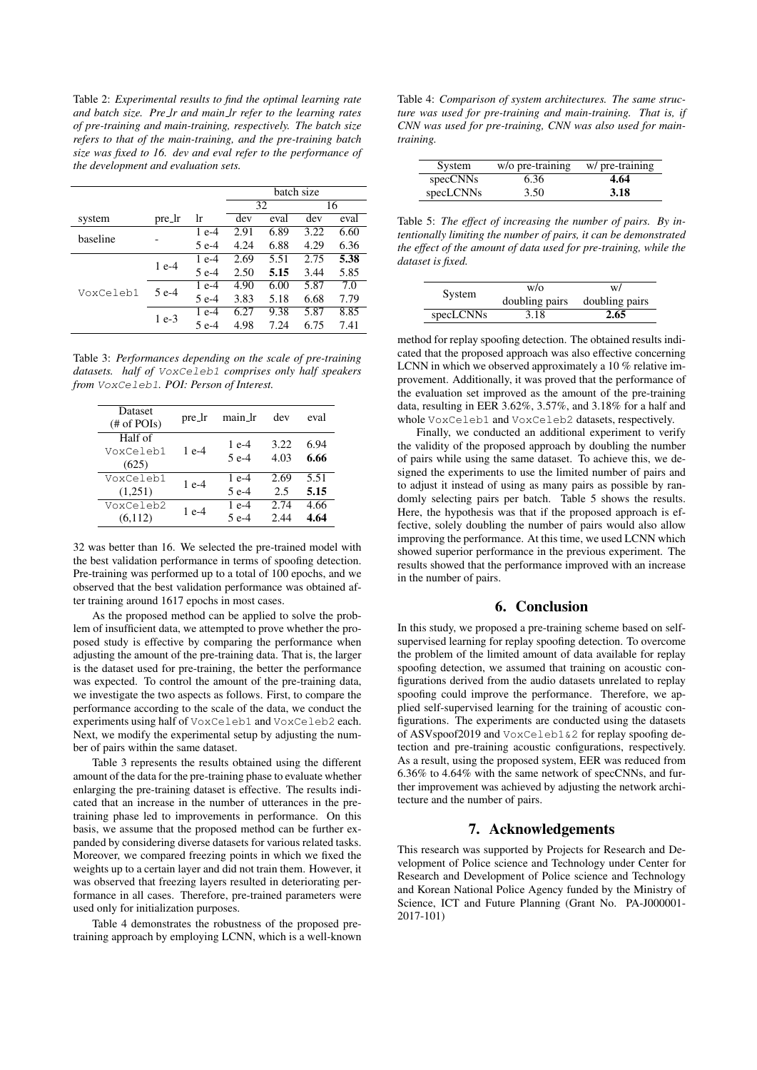Table 2: *Experimental results to find the optimal learning rate and batch size. Pre_lr and main_lr refer to the learning rates of pre-training and main-training, respectively. The batch size refers to that of the main-training, and the pre-training batch size was fixed to 16. dev and eval refer to the performance of the development and evaluation sets.*

| | | | batch size | | | |
|---|---|---|---|---|---|---|
| | | | 32 | | 16 | |
| system | pre_lr | lr | dev | eval | dev | eval |
| baseline | - | 1 e-4 | 2.91 | 6.89 | 3.22 | 6.60 |
| | | 5 e-4 | 4.24 | 6.88 | 4.29 | 6.36 |
| VoxCeleb1 | 1 e-4 | 1 e-4 | 2.69 | 5.51 | 2.75 | **5.38** |
| | | 5 e-4 | 2.50 | **5.15** | 3.44 | 5.85 |
| | 5 e-4 | 1 e-4 | 4.90 | 6.00 | 5.87 | 7.0 |
| | | 5 e-4 | 3.83 | 5.18 | 6.68 | 7.79 |
| | 1 e-3 | 1 e-4 | 6.27 | 9.38 | 5.87 | 8.85 |
| | | 5 e-4 | 4.98 | 7.24 | 6.75 | 7.41 |

Table 3: *Performances depending on the scale of pre-training datasets. half of* `VoxCeleb1` *comprises only half speakers from* `VoxCeleb1`*. POI: Person of Interest.*

| Dataset (# of POIs) | pre_lr | main_lr | dev | eval |
|---|---|---|---|---|
| Half of `VoxCeleb1` (625) | 1 e-4 | 1 e-4 | 3.22 | 6.94 |
| | | 5 e-4 | 4.03 | **6.66** |
| `VoxCeleb1` (1,251) | 1 e-4 | 1 e-4 | 2.69 | 5.51 |
| | | 5 e-4 | 2.5 | **5.15** |
| `VoxCeleb2` (6,112) | 1 e-4 | 1 e-4 | 2.74 | 4.66 |
| | | 5 e-4 | 2.44 | **4.64** |

32 was better than 16. We selected the pre-trained model with the best validation performance in terms of spoofing detection. Pre-training was performed up to a total of 100 epochs, and we observed that the best validation performance was obtained after training around 1617 epochs in most cases.

As the proposed method can be applied to solve the problem of insufficient data, we attempted to prove whether the proposed study is effective by comparing the performance when adjusting the amount of the pre-training data. That is, the larger is the dataset used for pre-training, the better the performance was expected. To control the amount of the pre-training data, we investigate the two aspects as follows. First, to compare the performance according to the scale of the data, we conduct the experiments using half of `VoxCeleb1` and `VoxCeleb2` each. Next, we modify the experimental setup by adjusting the number of pairs within the same dataset.

Table 3 represents the results obtained using the different amount of the data for the pre-training phase to evaluate whether enlarging the pre-training dataset is effective. The results indicated that an increase in the number of utterances in the pre-training phase led to improvements in performance. On this basis, we assume that the proposed method can be further expanded by considering diverse datasets for various related tasks. Moreover, we compared freezing points in which we fixed the weights up to a certain layer and did not train them. However, it was observed that freezing layers resulted in deteriorating performance in all cases. Therefore, pre-trained parameters were used only for initialization purposes.

Table 4 demonstrates the robustness of the proposed pre-training approach by employing LCNN, which is a well-known

Table 4: *Comparison of system architectures. The same structure was used for pre-training and main-training. That is, if CNN was used for pre-training, CNN was also used for main-training.*

| System | w/o pre-training | w/ pre-training |
|---|---|---|
| specCNNs | 6.36 | **4.64** |
| specLCNNs | 3.50 | **3.18** |

Table 5: *The effect of increasing the number of pairs. By intentionally limiting the number of pairs, it can be demonstrated the effect of the amount of data used for pre-training, while the dataset is fixed.*

| System | w/o doubling pairs | w/ doubling pairs |
|---|---|---|
| specLCNNs | 3.18 | **2.65** |

method for replay spoofing detection. The obtained results indicated that the proposed approach was also effective concerning LCNN in which we observed approximately a 10 % relative improvement. Additionally, it was proved that the performance of the evaluation set improved as the amount of the pre-training data, resulting in EER 3.62%, 3.57%, and 3.18% for a half and whole `VoxCeleb1` and `VoxCeleb2` datasets, respectively.

Finally, we conducted an additional experiment to verify the validity of the proposed approach by doubling the number of pairs while using the same dataset. To achieve this, we designed the experiments to use the limited number of pairs and to adjust it instead of using as many pairs as possible by randomly selecting pairs per batch. Table 5 shows the results. Here, the hypothesis was that if the proposed approach is effective, solely doubling the number of pairs would also allow improving the performance. At this time, we used LCNN which showed superior performance in the previous experiment. The results showed that the performance improved with an increase in the number of pairs.

## 6. Conclusion

In this study, we proposed a pre-training scheme based on self-supervised learning for replay spoofing detection. To overcome the problem of the limited amount of data available for replay spoofing detection, we assumed that training on acoustic configurations derived from the audio datasets unrelated to replay spoofing could improve the performance. Therefore, we applied self-supervised learning for the training of acoustic configurations. The experiments are conducted using the datasets of ASVspoof2019 and `VoxCeleb1&2` for replay spoofing detection and pre-training acoustic configurations, respectively. As a result, using the proposed system, EER was reduced from 6.36% to 4.64% with the same network of specCNNs, and further improvement was achieved by adjusting the network architecture and the number of pairs.

## 7. Acknowledgements

This research was supported by Projects for Research and Development of Police science and Technology under Center for Research and Development of Police science and Technology and Korean National Police Agency funded by the Ministry of Science, ICT and Future Planning (Grant No. PA-J000001-2017-101)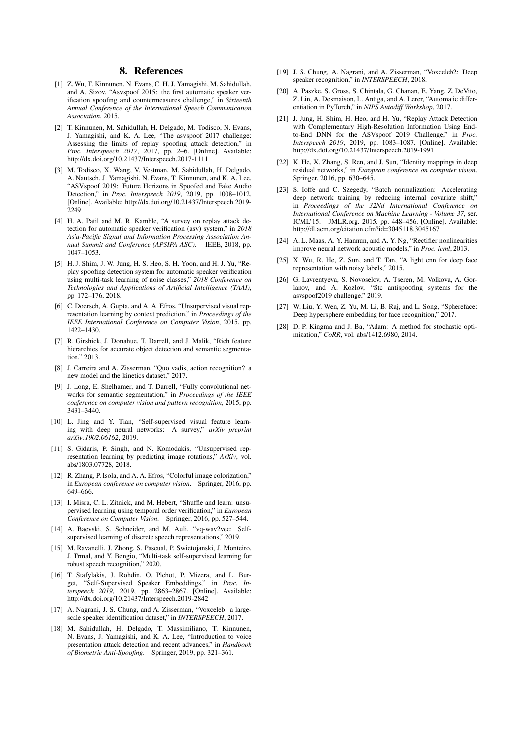## 8. References

[1] Z. Wu, T. Kinnunen, N. Evans, C. H. J. Yamagishi, M. Sahidullah, and A. Sizov, "Asvspoof 2015: the first automatic speaker verification spoofing and countermeasures challenge," in *Sixteenth Annual Conference of the International Speech Communication Association*, 2015.

[2] T. Kinnunen, M. Sahidullah, H. Delgado, M. Todisco, N. Evans, J. Yamagishi, and K. A. Lee, "The asvspoof 2017 challenge: Assessing the limits of replay spoofing attack detection," in *Proc. Interspeech 2017*, 2017, pp. 2–6. [Online]. Available: http://dx.doi.org/10.21437/Interspeech.2017-1111

[3] M. Todisco, X. Wang, V. Vestman, M. Sahidullah, H. Delgado, A. Nautsch, J. Yamagishi, N. Evans, T. Kinnunen, and K. A. Lee, "ASVspoof 2019: Future Horizons in Spoofed and Fake Audio Detection," in *Proc. Interspeech 2019*, 2019, pp. 1008–1012. [Online]. Available: http://dx.doi.org/10.21437/Interspeech.2019-2249

[4] H. A. Patil and M. R. Kamble, "A survey on replay attack detection for automatic speaker verification (asv) system," in *2018 Asia-Pacific Signal and Information Processing Association Annual Summit and Conference (APSIPA ASC)*. IEEE, 2018, pp. 1047–1053.

[5] H. J. Shim, J. W. Jung, H. S. Heo, S. H. Yoon, and H. J. Yu, "Replay spoofing detection system for automatic speaker verification using multi-task learning of noise classes," *2018 Conference on Technologies and Applications of Artificial Intelligence (TAAI)*, pp. 172–176, 2018.

[6] C. Doersch, A. Gupta, and A. A. Efros, "Unsupervised visual representation learning by context prediction," in *Proceedings of the IEEE International Conference on Computer Vision*, 2015, pp. 1422–1430.

[7] R. Girshick, J. Donahue, T. Darrell, and J. Malik, "Rich feature hierarchies for accurate object detection and semantic segmentation," 2013.

[8] J. Carreira and A. Zisserman, "Quo vadis, action recognition? a new model and the kinetics dataset," 2017.

[9] J. Long, E. Shelhamer, and T. Darrell, "Fully convolutional networks for semantic segmentation," in *Proceedings of the IEEE conference on computer vision and pattern recognition*, 2015, pp. 3431–3440.

[10] L. Jing and Y. Tian, "Self-supervised visual feature learning with deep neural networks: A survey," *arXiv preprint arXiv:1902.06162*, 2019.

[11] S. Gidaris, P. Singh, and N. Komodakis, "Unsupervised representation learning by predicting image rotations," *ArXiv*, vol. abs/1803.07728, 2018.

[12] R. Zhang, P. Isola, and A. A. Efros, "Colorful image colorization," in *European conference on computer vision*. Springer, 2016, pp. 649–666.

[13] I. Misra, C. L. Zitnick, and M. Hebert, "Shuffle and learn: unsupervised learning using temporal order verification," in *European Conference on Computer Vision*. Springer, 2016, pp. 527–544.

[14] A. Baevski, S. Schneider, and M. Auli, "vq-wav2vec: Self-supervised learning of discrete speech representations," 2019.

[15] M. Ravanelli, J. Zhong, S. Pascual, P. Swietojanski, J. Monteiro, J. Trmal, and Y. Bengio, "Multi-task self-supervised learning for robust speech recognition," 2020.

[16] T. Stafylakis, J. Rohdin, O. Plchot, P. Mizera, and L. Burget, "Self-Supervised Speaker Embeddings," in *Proc. Interspeech 2019*, 2019, pp. 2863–2867. [Online]. Available: http://dx.doi.org/10.21437/Interspeech.2019-2842

[17] A. Nagrani, J. S. Chung, and A. Zisserman, "Voxceleb: a large-scale speaker identification dataset," in *INTERSPEECH*, 2017.

[18] M. Sahidullah, H. Delgado, T. Massimiliano, T. Kinnunen, N. Evans, J. Yamagishi, and K. A. Lee, "Introduction to voice presentation attack detection and recent advances," in *Handbook of Biometric Anti-Spoofing*. Springer, 2019, pp. 321–361.

[19] J. S. Chung, A. Nagrani, and A. Zisserman, "Voxceleb2: Deep speaker recognition," in *INTERSPEECH*, 2018.

[20] A. Paszke, S. Gross, S. Chintala, G. Chanan, E. Yang, Z. DeVito, Z. Lin, A. Desmaison, L. Antiga, and A. Lerer, "Automatic differentiation in PyTorch," in *NIPS Autodiff Workshop*, 2017.

[21] J. Jung, H. Shim, H. Heo, and H. Yu, "Replay Attack Detection with Complementary High-Resolution Information Using End-to-End DNN for the ASVspoof 2019 Challenge," in *Proc. Interspeech 2019*, 2019, pp. 1083–1087. [Online]. Available: http://dx.doi.org/10.21437/Interspeech.2019-1991

[22] K. He, X. Zhang, S. Ren, and J. Sun, "Identity mappings in deep residual networks," in *European conference on computer vision*. Springer, 2016, pp. 630–645.

[23] S. Ioffe and C. Szegedy, "Batch normalization: Accelerating deep network training by reducing internal covariate shift," in *Proceedings of the 32Nd International Conference on International Conference on Machine Learning - Volume 37*, ser. ICML'15. JMLR.org, 2015, pp. 448–456. [Online]. Available: http://dl.acm.org/citation.cfm?id=3045118.3045167

[24] A. L. Maas, A. Y. Hannun, and A. Y. Ng, "Rectifier nonlinearities improve neural network acoustic models," in *Proc. icml*, 2013.

[25] X. Wu, R. He, Z. Sun, and T. Tan, "A light cnn for deep face representation with noisy labels," 2015.

[26] G. Lavrentyeva, S. Novoselov, A. Tseren, M. Volkova, A. Gorlanov, and A. Kozlov, "Stc antispoofing systems for the asvspoof2019 challenge," 2019.

[27] W. Liu, Y. Wen, Z. Yu, M. Li, B. Raj, and L. Song, "Sphereface: Deep hypersphere embedding for face recognition," 2017.

[28] D. P. Kingma and J. Ba, "Adam: A method for stochastic optimization," *CoRR*, vol. abs/1412.6980, 2014.